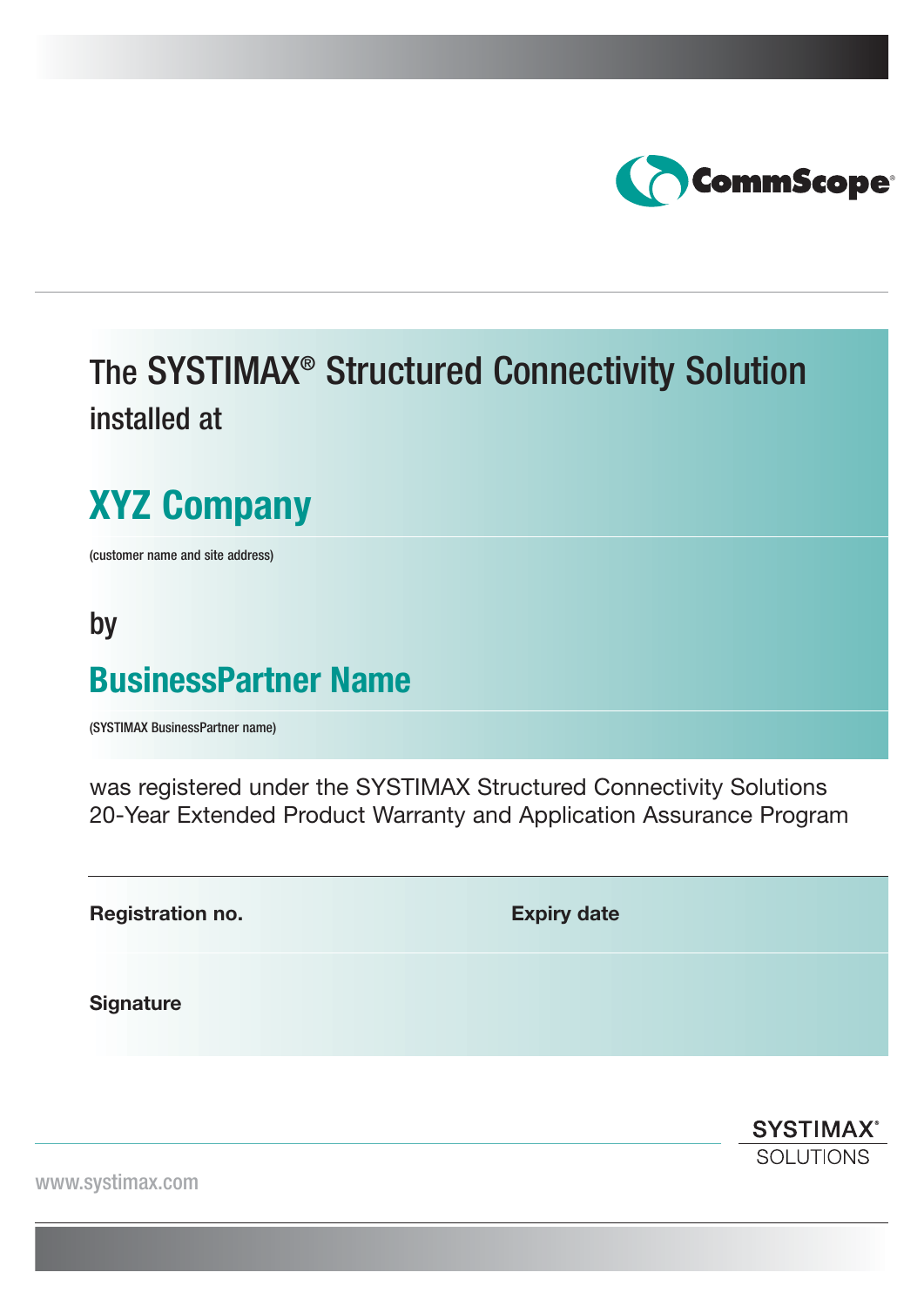CommScope®

# The SYSTIMAX® Structured Connectivity Solution installed at

## XYZ Company

(customer name and site address)

by

## BusinessPartner Name

(SYSTIMAX BusinessPartner name)

was registered under the SYSTIMAX Structured Connectivity Solutions 20-Year Extended Product Warranty and Application Assurance Program

| **Registration no.** | **Expiry date** |
| --- | --- |
| **Signature** | |

SYSTIMAX® SOLUTIONS

www.systimax.com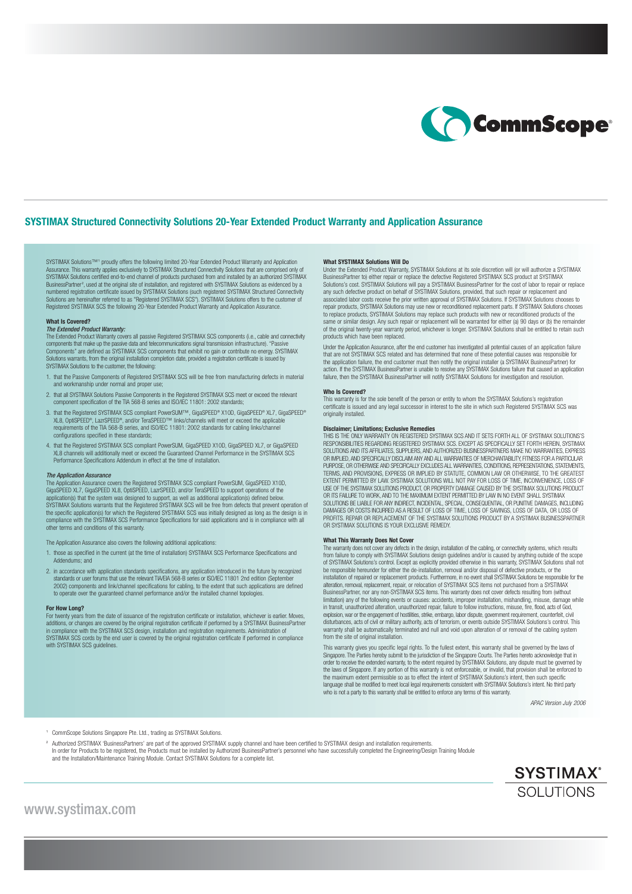## SYSTIMAX Structured Connectivity Solutions 20-Year Extended Product Warranty and Application Assurance

SYSTIMAX Solutions™[1] proudly offers the following limited 20-Year Extended Product Warranty and Application Assurance. This warranty applies exclusively to SYSTIMAX Structured Connectivity Solutions that are comprised only of SYSTIMAX Solutions certified end-to-end channel of products purchased from and installed by an authorized SYSTIMAX BusinessPartner[2], used at the original site of installation, and registered with SYSTIMAX Solutions as evidenced by a numbered registration certificate issued by SYSTIMAX Solutions (such registered SYSTIMAX Structured Connectivity Solutions are hereinafter referred to as "Registered SYSTIMAX SCS"). SYSTIMAX Solutions offers to the customer of Registered SYSTIMAX SCS the following 20-Year Extended Product Warranty and Application Assurance.

### What Is Covered?

***The Extended Product Warranty:***

The Extended Product Warranty covers all passive Registered SYSTIMAX SCS components (i.e., cable and connectivity components that make up the passive data and telecommunications signal transmission infrastructure). "Passive Components" are defined as SYSTIMAX SCS components that exhibit no gain or contribute no energy. SYSTIMAX Solutions warrants, from the original installation completion date, provided a registration certificate is issued by SYSTIMAX Solutions to the customer, the following:

1. that the Passive Components of Registered SYSTIMAX SCS will be free from manufacturing defects in material and workmanship under normal and proper use;
2. that all SYSTIMAX Solutions Passive Components in the Registered SYSTIMAX SCS meet or exceed the relevant component specification of the TIA 568-B series and ISO/IEC 11801: 2002 standards;
3. that the Registered SYSTIMAX SCS compliant PowerSUM™, GigaSPEED® X10D, GigaSPEED® XL7, GigaSPEED® XL8, OptiSPEED®, LazrSPEED®, and/or TeraSPEED™ links/channels will meet or exceed the applicable requirements of the TIA 568-B series, and ISO/IEC 11801: 2002 standards for cabling links/channel configurations specified in these standards;
4. that the Registered SYSTIMAX SCS compliant PowerSUM, GigaSPEED X10D, GigaSPEED XL7, or GigaSPEED XL8 channels will additionally meet or exceed the Guaranteed Channel Performance in the SYSTIMAX SCS Performance Specifications Addendum in effect at the time of installation.

***The Application Assurance***

The Application Assurance covers the Registered SYSTIMAX SCS compliant PowerSUM, GigaSPEED X10D, GigaSPEED XL7, GigaSPEED XL8, OptiSPEED, LazrSPEED, and/or TeraSPEED to support operations of the application(s) that the system was designed to support, as well as additional application(s) defined below. SYSTIMAX Solutions warrants that the Registered SYSTIMAX SCS will be free from defects that prevent operation of the specific application(s) for which the Registered SYSTIMAX SCS was initially designed as long as the design is in compliance with the SYSTIMAX SCS Performance Specifications for said applications and is in compliance with all other terms and conditions of this warranty.

The Application Assurance also covers the following additional applications:

1. those as specified in the current (at the time of installation) SYSTIMAX SCS Performance Specifications and Addendums; and
2. in accordance with application standards specifications, any application introduced in the future by recognized standards or user forums that use the relevant TIA/EIA 568-B series or ISO/IEC 11801 2nd edition (September 2002) components and link/channel specifications for cabling, to the extent that such applications are defined to operate over the guaranteed channel performance and/or the installed channel topologies.

### For How Long?

For twenty years from the date of issuance of the registration certificate or installation, whichever is earlier. Moves, additions, or changes are covered by the original registration certificate if performed by a SYSTIMAX BusinessPartner in compliance with the SYSTIMAX SCS design, installation and registration requirements. Administration of SYSTIMAX SCS cords by the end user is covered by the original registration certificate if performed in compliance with SYSTIMAX SCS guidelines.

### What SYSTIMAX Solutions Will Do

Under the Extended Product Warranty, SYSTIMAX Solutions at its sole discretion will (or will authorize a SYSTIMAX BusinessPartner to) either repair or replace the defective Registered SYSTIMAX SCS product at SYSTIMAX Solutions's cost. SYSTIMAX Solutions will pay a SYSTIMAX BusinessPartner for the cost of labor to repair or replace any such defective product on behalf of SYSTIMAX Solutions, provided, that such repair or replacement and associated labor costs receive the prior written approval of SYSTIMAX Solutions. If SYSTIMAX Solutions chooses to repair products, SYSTIMAX Solutions may use new or reconditioned replacement parts. If SYSTIMAX Solutions chooses to replace products, SYSTIMAX Solutions may replace such products with new or reconditioned products of the same or similar design. Any such repair or replacement will be warranted for either (a) 90 days or (b) the remainder of the original twenty-year warranty period, whichever is longer. SYSTIMAX Solutions shall be entitled to retain such products which have been replaced.

Under the Application Assurance, after the end customer has investigated all potential causes of an application failure that are not SYSTIMAX SCS related and has determined that none of these potential causes was responsible for the application failure, the end customer must then notify the original installer (a SYSTIMAX BusinessPartner) for action. If the SYSTIMAX BusinessPartner is unable to resolve any SYSTIMAX Solutions failure that caused an application failure, then the SYSTIMAX BusinessPartner will notify SYSTIMAX Solutions for investigation and resolution.

### Who Is Covered?

This warranty is for the sole benefit of the person or entity to whom the SYSTIMAX Solutions's registration certificate is issued and any legal successor in interest to the site in which such Registered SYSTIMAX SCS was originally installed.

### Disclaimer; Limitations; Exclusive Remedies

THIS IS THE ONLY WARRANTY ON REGISTERED SYSTIMAX SCS AND IT SETS FORTH ALL OF SYSTIMAX SOLUTIONS'S RESPONSIBILITIES REGARDING REGISTERED SYSTIMAX SCS. EXCEPT AS SPECIFICALLY SET FORTH HEREIN, SYSTIMAX SOLUTIONS AND ITS AFFILIATES, SUPPLIERS, AND AUTHORIZED BUSINESSPARTNERS MAKE NO WARRANTIES, EXPRESS OR IMPLIED, AND SPECIFICALLY DISCLAIM ANY AND ALL WARRANTIES OF MERCHANTABILITY, FITNESS FOR A PARTICULAR PURPOSE, OR OTHERWISE AND SPECIFICALLY EXCLUDES ALL WARRANTIES, CONDITIONS, REPRESENTATIONS, STATEMENTS, TERMS, AND PROVISIONS, EXPRESS OR IMPLIED BY STATUTE, COMMON LAW OR OTHERWISE, TO THE GREATEST EXTENT PERMITTED BY LAW. SYSTIMAX SOLUTIONS WILL NOT PAY FOR LOSS OF TIME, INCONVENIENCE, LOSS OF USE OF THE SYSTIMAX SOLUTIONS PRODUCT, OR PROPERTY DAMAGE CAUSED BY THE SYSTIMAX SOLUTIONS PRODUCT OR ITS FAILURE TO WORK, AND TO THE MAXIMUM EXTENT PERMITTED BY LAW IN NO EVENT SHALL SYSTIMAX SOLUTIONS BE LIABLE FOR ANY INDIRECT, INCIDENTAL, SPECIAL, CONSEQUENTIAL, OR PUNITIVE DAMAGES, INCLUDING DAMAGES OR COSTS INCURRED AS A RESULT OF LOSS OF TIME, LOSS OF SAVINGS, LOSS OF DATA, OR LOSS OF PROFITS. REPAIR OR REPLACEMENT OF THE SYSTIMAX SOLUTIONS PRODUCT BY A SYSTIMAX BUSINESSPARTNER OR SYSTIMAX SOLUTIONS IS YOUR EXCLUSIVE REMEDY.

### What This Warranty Does Not Cover

The warranty does not cover any defects in the design, installation of the cabling, or connectivity systems, which results from failure to comply with SYSTIMAX Solutions design guidelines and/or is caused by anything outside of the scope of SYSTIMAX Solutions's control. Except as explicitly provided otherwise in this warranty, SYSTIMAX Solutions shall not be responsible hereunder for either the de-installation, removal and/or disposal of defective products, or the installation of repaired or replacement products. Furthermore, in no event shall SYSTIMAX Solutions be responsible for the alteration, removal, replacement, repair, or relocation of SYSTIMAX SCS items not purchased from a SYSTIMAX BusinessPartner, nor any non-SYSTIMAX SCS items. This warranty does not cover defects resulting from (without limitation) any of the following events or causes: accidents, improper installation, mishandling, misuse, damage while in transit, unauthorized alteration, unauthorized repair, failure to follow instructions, misuse, fire, flood, acts of God, explosion, war or the engagement of hostilities, strike, embargo, labor dispute, government requirement, counterfeit, civil disturbances, acts of civil or military authority, acts of terrorism, or events outside SYSTIMAX Solutions's control. This warranty shall be automatically terminated and null and void upon alteration of or removal of the cabling system from the site of original installation.

This warranty gives you specific legal rights. To the fullest extent, this warranty shall be governed by the laws of Singapore. The Parties hereby submit to the jurisdiction of the Singapore Courts. The Parties hereto acknowledge that in order to receive the extended warranty, to the extent required by SYSTIMAX Solutions, any dispute must be governed by the laws of Singapore. If any portion of this warranty is not enforceable, or invalid, that provision shall be enforced to the maximum extent permissible so as to effect the intent of SYSTIMAX Solutions's intent, then such specific language shall be modified to meet local legal requirements consistent with SYSTIMAX Solutions's intent. No third party who is not a party to this warranty shall be entitled to enforce any terms of this warranty.

*APAC Version July 2006*

[1] CommScope Solutions Singapore Pte. Ltd., trading as SYSTIMAX Solutions.

[2] Authorized SYSTIMAX 'BusinessPartners' are part of the approved SYSTIMAX supply channel and have been certified to SYSTIMAX design and installation requirements. In order for Products to be registered, the Products must be installed by Authorized BusinessPartner's personnel who have successfully completed the Engineering/Design Training Module and the Installation/Maintenance Training Module. Contact SYSTIMAX Solutions for a complete list.

www.systimax.com